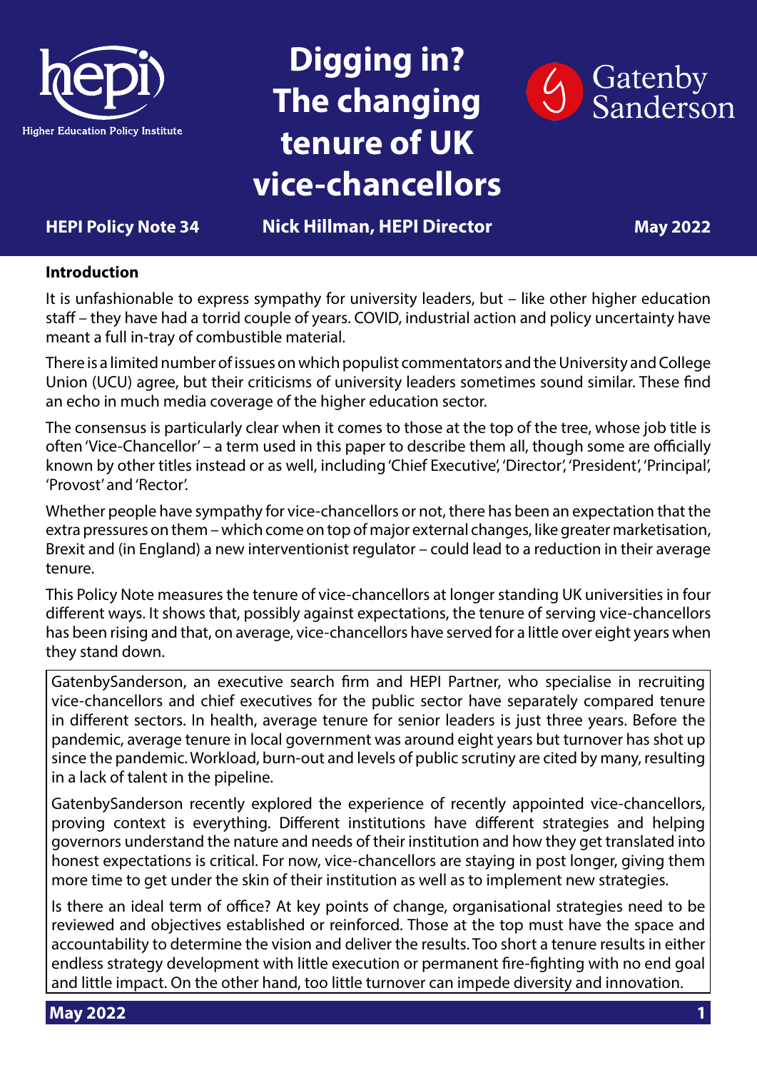# Digging in? The changing tenure of UK vice-chancellors

**HEPI Policy Note 34** | **Nick Hillman, HEPI Director** | **May 2022**

## Introduction

It is unfashionable to express sympathy for university leaders, but – like other higher education staff – they have had a torrid couple of years. COVID, industrial action and policy uncertainty have meant a full in-tray of combustible material.

There is a limited number of issues on which populist commentators and the University and College Union (UCU) agree, but their criticisms of university leaders sometimes sound similar. These find an echo in much media coverage of the higher education sector.

The consensus is particularly clear when it comes to those at the top of the tree, whose job title is often 'Vice-Chancellor' – a term used in this paper to describe them all, though some are officially known by other titles instead or as well, including 'Chief Executive', 'Director', 'President', 'Principal', 'Provost' and 'Rector'.

Whether people have sympathy for vice-chancellors or not, there has been an expectation that the extra pressures on them – which come on top of major external changes, like greater marketisation, Brexit and (in England) a new interventionist regulator – could lead to a reduction in their average tenure.

This Policy Note measures the tenure of vice-chancellors at longer standing UK universities in four different ways. It shows that, possibly against expectations, the tenure of serving vice-chancellors has been rising and that, on average, vice-chancellors have served for a little over eight years when they stand down.

> GatenbySanderson, an executive search firm and HEPI Partner, who specialise in recruiting vice-chancellors and chief executives for the public sector have separately compared tenure in different sectors. In health, average tenure for senior leaders is just three years. Before the pandemic, average tenure in local government was around eight years but turnover has shot up since the pandemic. Workload, burn-out and levels of public scrutiny are cited by many, resulting in a lack of talent in the pipeline.
>
> GatenbySanderson recently explored the experience of recently appointed vice-chancellors, proving context is everything. Different institutions have different strategies and helping governors understand the nature and needs of their institution and how they get translated into honest expectations is critical. For now, vice-chancellors are staying in post longer, giving them more time to get under the skin of their institution as well as to implement new strategies.
>
> Is there an ideal term of office? At key points of change, organisational strategies need to be reviewed and objectives established or reinforced. Those at the top must have the space and accountability to determine the vision and deliver the results. Too short a tenure results in either endless strategy development with little execution or permanent fire-fighting with no end goal and little impact. On the other hand, too little turnover can impede diversity and innovation.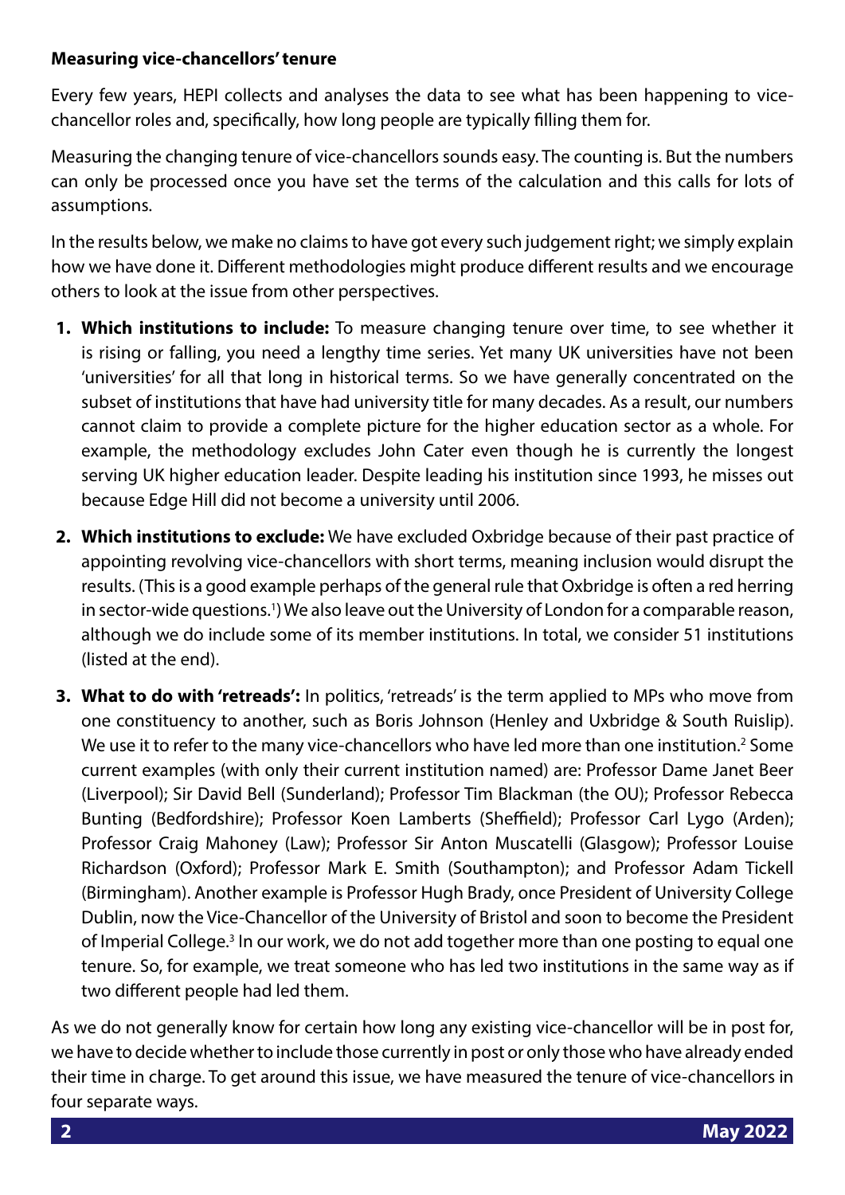**Measuring vice-chancellors' tenure**

Every few years, HEPI collects and analyses the data to see what has been happening to vice-chancellor roles and, specifically, how long people are typically filling them for.

Measuring the changing tenure of vice-chancellors sounds easy. The counting is. But the numbers can only be processed once you have set the terms of the calculation and this calls for lots of assumptions.

In the results below, we make no claims to have got every such judgement right; we simply explain how we have done it. Different methodologies might produce different results and we encourage others to look at the issue from other perspectives.

1. **Which institutions to include:** To measure changing tenure over time, to see whether it is rising or falling, you need a lengthy time series. Yet many UK universities have not been 'universities' for all that long in historical terms. So we have generally concentrated on the subset of institutions that have had university title for many decades. As a result, our numbers cannot claim to provide a complete picture for the higher education sector as a whole. For example, the methodology excludes John Cater even though he is currently the longest serving UK higher education leader. Despite leading his institution since 1993, he misses out because Edge Hill did not become a university until 2006.
2. **Which institutions to exclude:** We have excluded Oxbridge because of their past practice of appointing revolving vice-chancellors with short terms, meaning inclusion would disrupt the results. (This is a good example perhaps of the general rule that Oxbridge is often a red herring in sector-wide questions.[1]) We also leave out the University of London for a comparable reason, although we do include some of its member institutions. In total, we consider 51 institutions (listed at the end).
3. **What to do with 'retreads':** In politics, 'retreads' is the term applied to MPs who move from one constituency to another, such as Boris Johnson (Henley and Uxbridge & South Ruislip). We use it to refer to the many vice-chancellors who have led more than one institution.[2] Some current examples (with only their current institution named) are: Professor Dame Janet Beer (Liverpool); Sir David Bell (Sunderland); Professor Tim Blackman (the OU); Professor Rebecca Bunting (Bedfordshire); Professor Koen Lamberts (Sheffield); Professor Carl Lygo (Arden); Professor Craig Mahoney (Law); Professor Sir Anton Muscatelli (Glasgow); Professor Louise Richardson (Oxford); Professor Mark E. Smith (Southampton); and Professor Adam Tickell (Birmingham). Another example is Professor Hugh Brady, once President of University College Dublin, now the Vice-Chancellor of the University of Bristol and soon to become the President of Imperial College.[3] In our work, we do not add together more than one posting to equal one tenure. So, for example, we treat someone who has led two institutions in the same way as if two different people had led them.

As we do not generally know for certain how long any existing vice-chancellor will be in post for, we have to decide whether to include those currently in post or only those who have already ended their time in charge. To get around this issue, we have measured the tenure of vice-chancellors in four separate ways.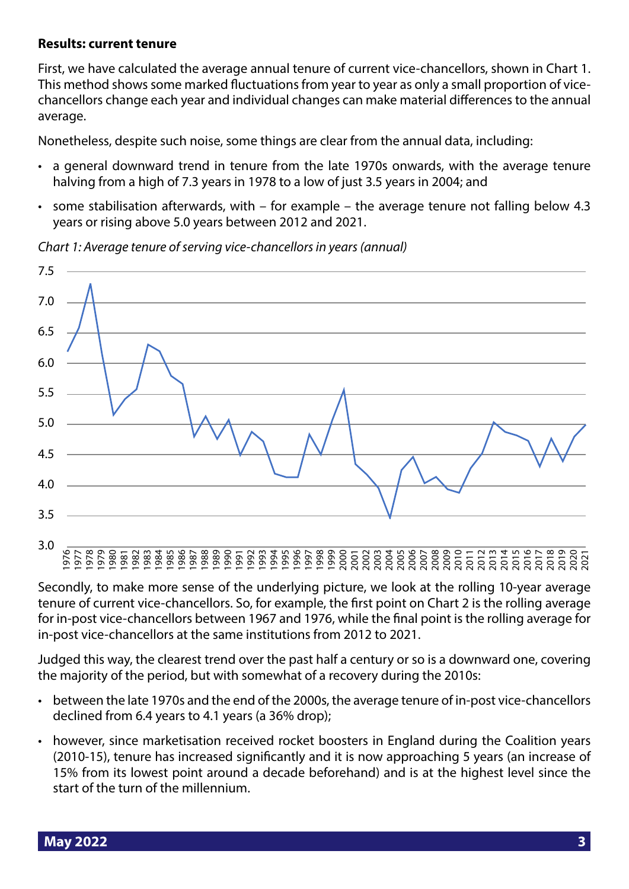**Results: current tenure**

First, we have calculated the average annual tenure of current vice-chancellors, shown in Chart 1. This method shows some marked fluctuations from year to year as only a small proportion of vice-chancellors change each year and individual changes can make material differences to the annual average.

Nonetheless, despite such noise, some things are clear from the annual data, including:

- a general downward trend in tenure from the late 1970s onwards, with the average tenure halving from a high of 7.3 years in 1978 to a low of just 3.5 years in 2004; and
- some stabilisation afterwards, with – for example – the average tenure not falling below 4.3 years or rising above 5.0 years between 2012 and 2021.

*Chart 1: Average tenure of serving vice-chancellors in years (annual)*

Secondly, to make more sense of the underlying picture, we look at the rolling 10-year average tenure of current vice-chancellors. So, for example, the first point on Chart 2 is the rolling average for in-post vice-chancellors between 1967 and 1976, while the final point is the rolling average for in-post vice-chancellors at the same institutions from 2012 to 2021.

Judged this way, the clearest trend over the past half a century or so is a downward one, covering the majority of the period, but with somewhat of a recovery during the 2010s:

- between the late 1970s and the end of the 2000s, the average tenure of in-post vice-chancellors declined from 6.4 years to 4.1 years (a 36% drop);
- however, since marketisation received rocket boosters in England during the Coalition years (2010-15), tenure has increased significantly and it is now approaching 5 years (an increase of 15% from its lowest point around a decade beforehand) and is at the highest level since the start of the turn of the millennium.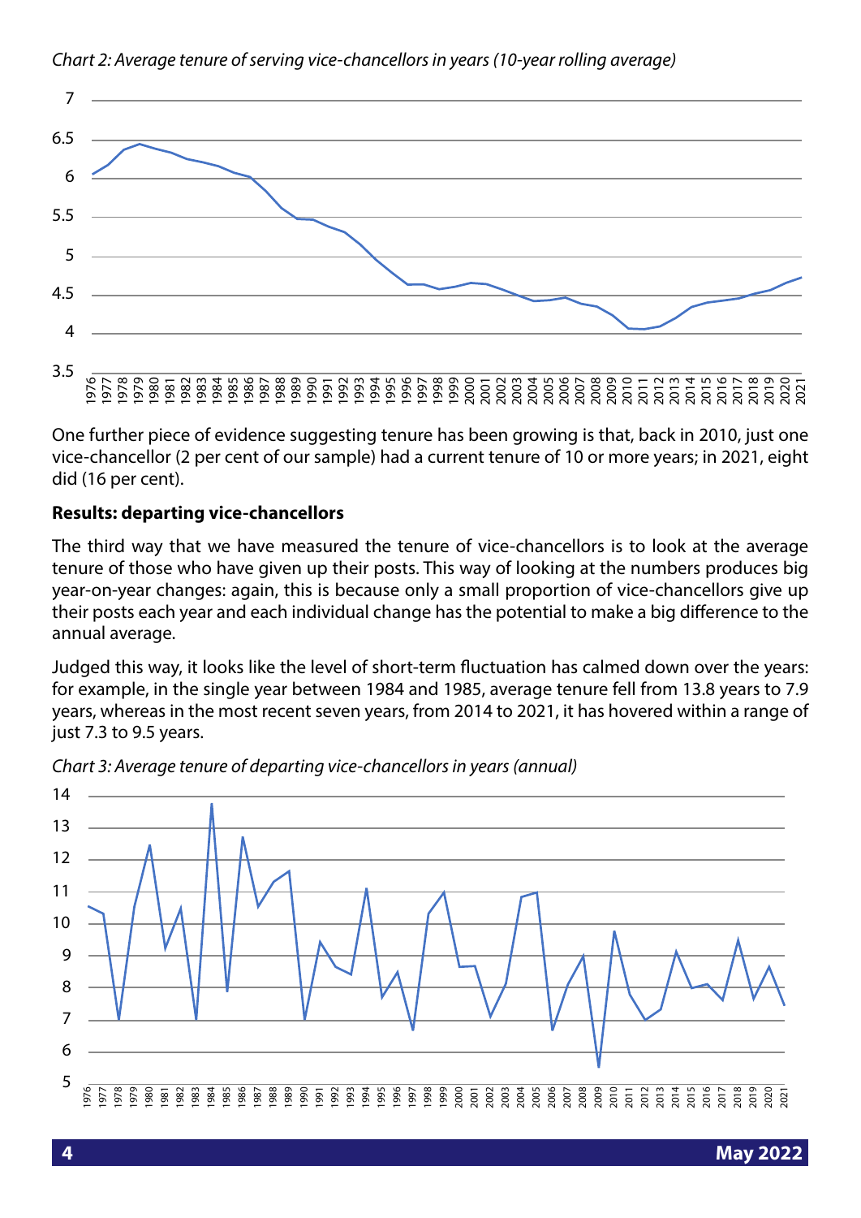*Chart 2: Average tenure of serving vice-chancellors in years (10-year rolling average)*

One further piece of evidence suggesting tenure has been growing is that, back in 2010, just one vice-chancellor (2 per cent of our sample) had a current tenure of 10 or more years; in 2021, eight did (16 per cent).

**Results: departing vice-chancellors**

The third way that we have measured the tenure of vice-chancellors is to look at the average tenure of those who have given up their posts. This way of looking at the numbers produces big year-on-year changes: again, this is because only a small proportion of vice-chancellors give up their posts each year and each individual change has the potential to make a big difference to the annual average.

Judged this way, it looks like the level of short-term fluctuation has calmed down over the years: for example, in the single year between 1984 and 1985, average tenure fell from 13.8 years to 7.9 years, whereas in the most recent seven years, from 2014 to 2021, it has hovered within a range of just 7.3 to 9.5 years.

*Chart 3: Average tenure of departing vice-chancellors in years (annual)*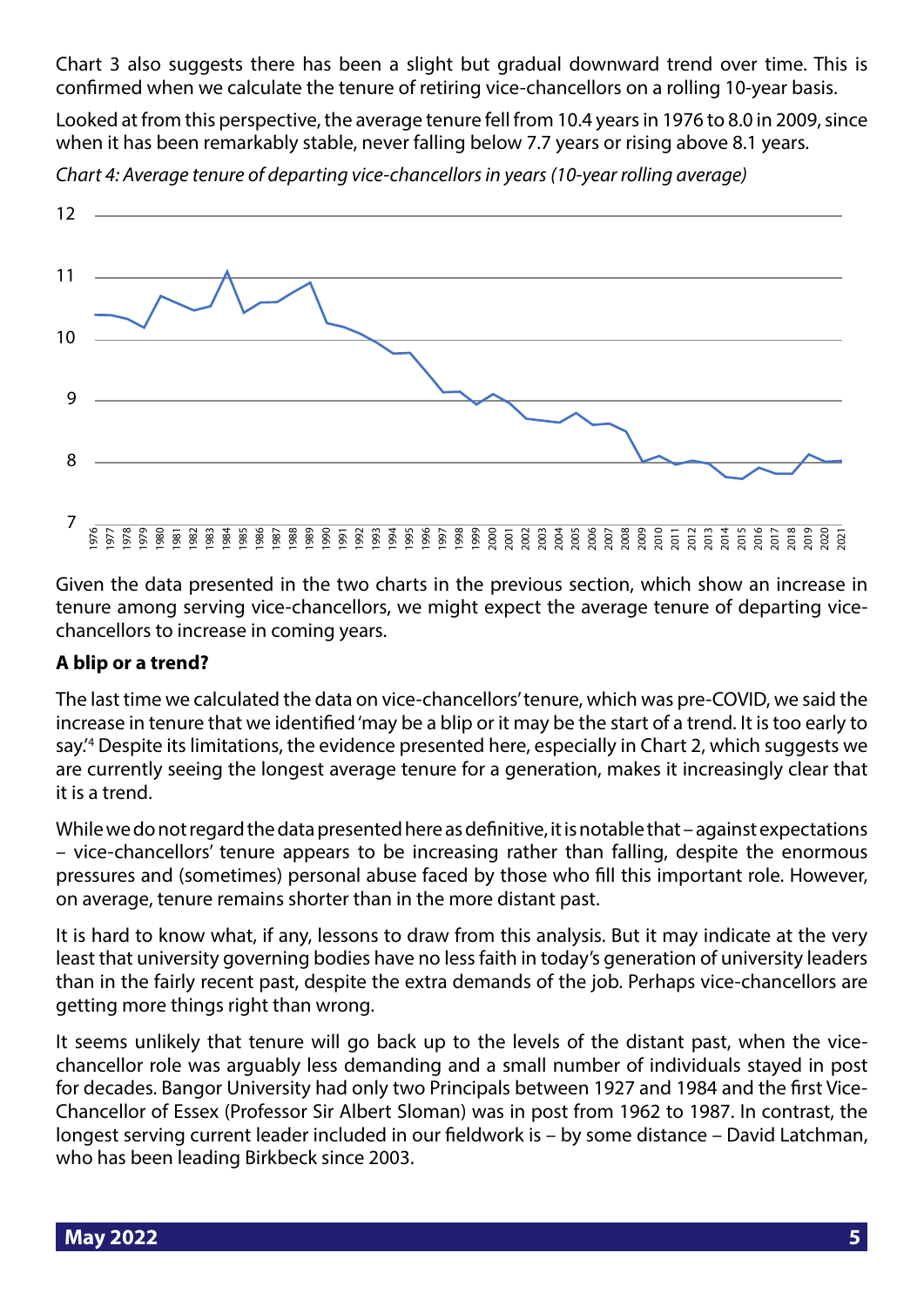Chart 3 also suggests there has been a slight but gradual downward trend over time. This is confirmed when we calculate the tenure of retiring vice-chancellors on a rolling 10-year basis.

Looked at from this perspective, the average tenure fell from 10.4 years in 1976 to 8.0 in 2009, since when it has been remarkably stable, never falling below 7.7 years or rising above 8.1 years.

*Chart 4: Average tenure of departing vice-chancellors in years (10-year rolling average)*

Given the data presented in the two charts in the previous section, which show an increase in tenure among serving vice-chancellors, we might expect the average tenure of departing vice-chancellors to increase in coming years.

**A blip or a trend?**

The last time we calculated the data on vice-chancellors' tenure, which was pre-COVID, we said the increase in tenure that we identified 'may be a blip or it may be the start of a trend. It is too early to say.'[4] Despite its limitations, the evidence presented here, especially in Chart 2, which suggests we are currently seeing the longest average tenure for a generation, makes it increasingly clear that it is a trend.

While we do not regard the data presented here as definitive, it is notable that – against expectations – vice-chancellors' tenure appears to be increasing rather than falling, despite the enormous pressures and (sometimes) personal abuse faced by those who fill this important role. However, on average, tenure remains shorter than in the more distant past.

It is hard to know what, if any, lessons to draw from this analysis. But it may indicate at the very least that university governing bodies have no less faith in today's generation of university leaders than in the fairly recent past, despite the extra demands of the job. Perhaps vice-chancellors are getting more things right than wrong.

It seems unlikely that tenure will go back up to the levels of the distant past, when the vice-chancellor role was arguably less demanding and a small number of individuals stayed in post for decades. Bangor University had only two Principals between 1927 and 1984 and the first Vice-Chancellor of Essex (Professor Sir Albert Sloman) was in post from 1962 to 1987. In contrast, the longest serving current leader included in our fieldwork is – by some distance – David Latchman, who has been leading Birkbeck since 2003.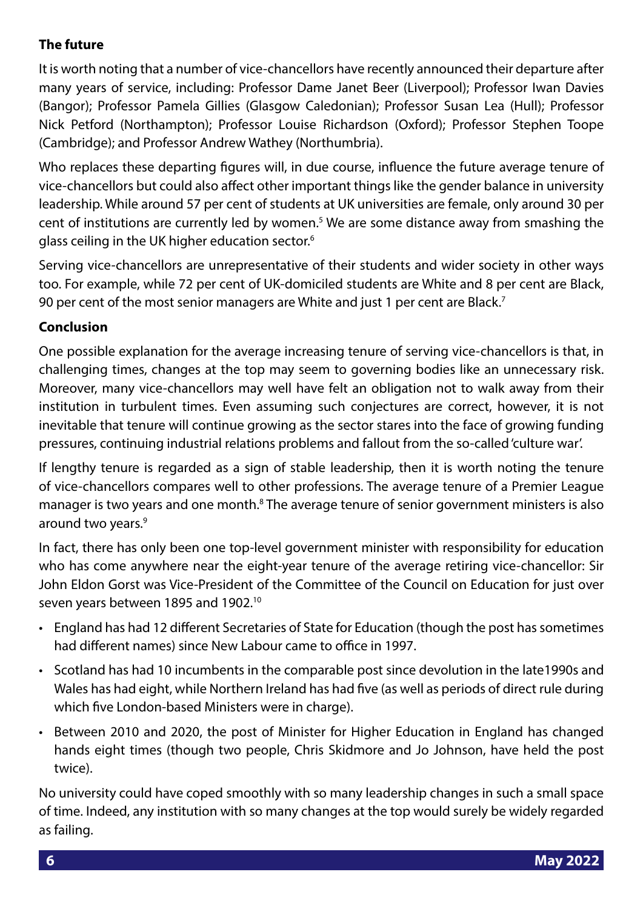**The future**

It is worth noting that a number of vice-chancellors have recently announced their departure after many years of service, including: Professor Dame Janet Beer (Liverpool); Professor Iwan Davies (Bangor); Professor Pamela Gillies (Glasgow Caledonian); Professor Susan Lea (Hull); Professor Nick Petford (Northampton); Professor Louise Richardson (Oxford); Professor Stephen Toope (Cambridge); and Professor Andrew Wathey (Northumbria).

Who replaces these departing figures will, in due course, influence the future average tenure of vice-chancellors but could also affect other important things like the gender balance in university leadership. While around 57 per cent of students at UK universities are female, only around 30 per cent of institutions are currently led by women.[5] We are some distance away from smashing the glass ceiling in the UK higher education sector.[6]

Serving vice-chancellors are unrepresentative of their students and wider society in other ways too. For example, while 72 per cent of UK-domiciled students are White and 8 per cent are Black, 90 per cent of the most senior managers are White and just 1 per cent are Black.[7]

**Conclusion**

One possible explanation for the average increasing tenure of serving vice-chancellors is that, in challenging times, changes at the top may seem to governing bodies like an unnecessary risk. Moreover, many vice-chancellors may well have felt an obligation not to walk away from their institution in turbulent times. Even assuming such conjectures are correct, however, it is not inevitable that tenure will continue growing as the sector stares into the face of growing funding pressures, continuing industrial relations problems and fallout from the so-called 'culture war'.

If lengthy tenure is regarded as a sign of stable leadership, then it is worth noting the tenure of vice-chancellors compares well to other professions. The average tenure of a Premier League manager is two years and one month.[8] The average tenure of senior government ministers is also around two years.[9]

In fact, there has only been one top-level government minister with responsibility for education who has come anywhere near the eight-year tenure of the average retiring vice-chancellor: Sir John Eldon Gorst was Vice-President of the Committee of the Council on Education for just over seven years between 1895 and 1902.[10]

- England has had 12 different Secretaries of State for Education (though the post has sometimes had different names) since New Labour came to office in 1997.
- Scotland has had 10 incumbents in the comparable post since devolution in the late1990s and Wales has had eight, while Northern Ireland has had five (as well as periods of direct rule during which five London-based Ministers were in charge).
- Between 2010 and 2020, the post of Minister for Higher Education in England has changed hands eight times (though two people, Chris Skidmore and Jo Johnson, have held the post twice).

No university could have coped smoothly with so many leadership changes in such a small space of time. Indeed, any institution with so many changes at the top would surely be widely regarded as failing.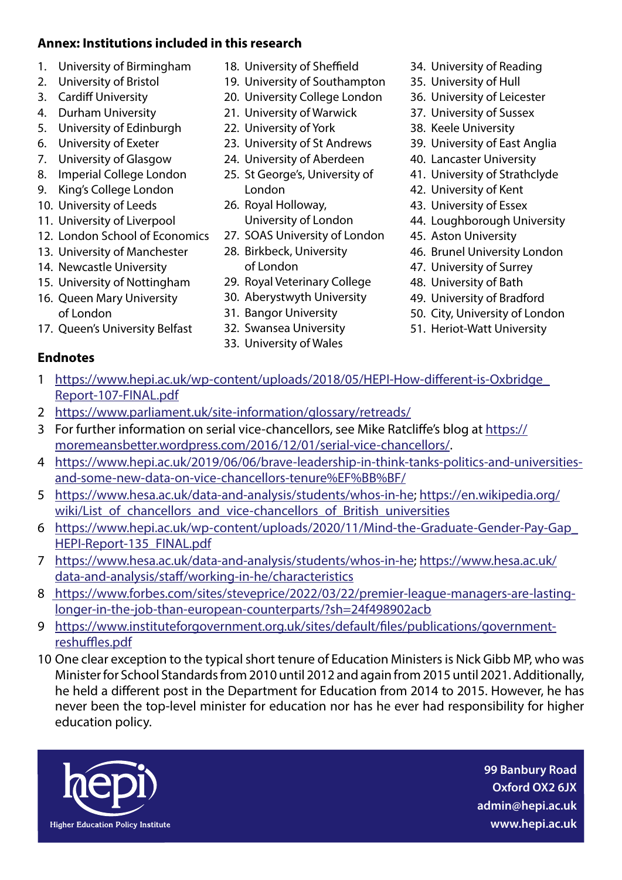## Annex: Institutions included in this research

1. University of Birmingham
2. University of Bristol
3. Cardiff University
4. Durham University
5. University of Edinburgh
6. University of Exeter
7. University of Glasgow
8. Imperial College London
9. King's College London
10. University of Leeds
11. University of Liverpool
12. London School of Economics
13. University of Manchester
14. Newcastle University
15. University of Nottingham
16. Queen Mary University of London
17. Queen's University Belfast
18. University of Sheffield
19. University of Southampton
20. University College London
21. University of Warwick
22. University of York
23. University of St Andrews
24. University of Aberdeen
25. St George's, University of London
26. Royal Holloway, University of London
27. SOAS University of London
28. Birkbeck, University of London
29. Royal Veterinary College
30. Aberystwyth University
31. Bangor University
32. Swansea University
33. University of Wales
34. University of Reading
35. University of Hull
36. University of Leicester
37. University of Sussex
38. Keele University
39. University of East Anglia
40. Lancaster University
41. University of Strathclyde
42. University of Kent
43. University of Essex
44. Loughborough University
45. Aston University
46. Brunel University London
47. University of Surrey
48. University of Bath
49. University of Bradford
50. City, University of London
51. Heriot-Watt University

## Endnotes

1. https://www.hepi.ac.uk/wp-content/uploads/2018/05/HEPI-How-different-is-Oxbridge_Report-107-FINAL.pdf
2. https://www.parliament.uk/site-information/glossary/retreads/
3. For further information on serial vice-chancellors, see Mike Ratcliffe's blog at https://moremeansbetter.wordpress.com/2016/12/01/serial-vice-chancellors/.
4. https://www.hepi.ac.uk/2019/06/06/brave-leadership-in-think-tanks-politics-and-universities-and-some-new-data-on-vice-chancellors-tenure%EF%BB%BF/
5. https://www.hesa.ac.uk/data-and-analysis/students/whos-in-he; https://en.wikipedia.org/wiki/List_of_chancellors_and_vice-chancellors_of_British_universities
6. https://www.hepi.ac.uk/wp-content/uploads/2020/11/Mind-the-Graduate-Gender-Pay-Gap_HEPI-Report-135_FINAL.pdf
7. https://www.hesa.ac.uk/data-and-analysis/students/whos-in-he; https://www.hesa.ac.uk/data-and-analysis/staff/working-in-he/characteristics
8. https://www.forbes.com/sites/steveprice/2022/03/22/premier-league-managers-are-lasting-longer-in-the-job-than-european-counterparts/?sh=24f498902acb
9. https://www.instituteforgovernment.org.uk/sites/default/files/publications/government-reshuffles.pdf
10. One clear exception to the typical short tenure of Education Ministers is Nick Gibb MP, who was Minister for School Standards from 2010 until 2012 and again from 2015 until 2021. Additionally, he held a different post in the Department for Education from 2014 to 2015. However, he has never been the top-level minister for education nor has he ever had responsibility for higher education policy.

hepi – Higher Education Policy Institute

**99 Banbury Road**
**Oxford OX2 6JX**
**admin@hepi.ac.uk**
**www.hepi.ac.uk**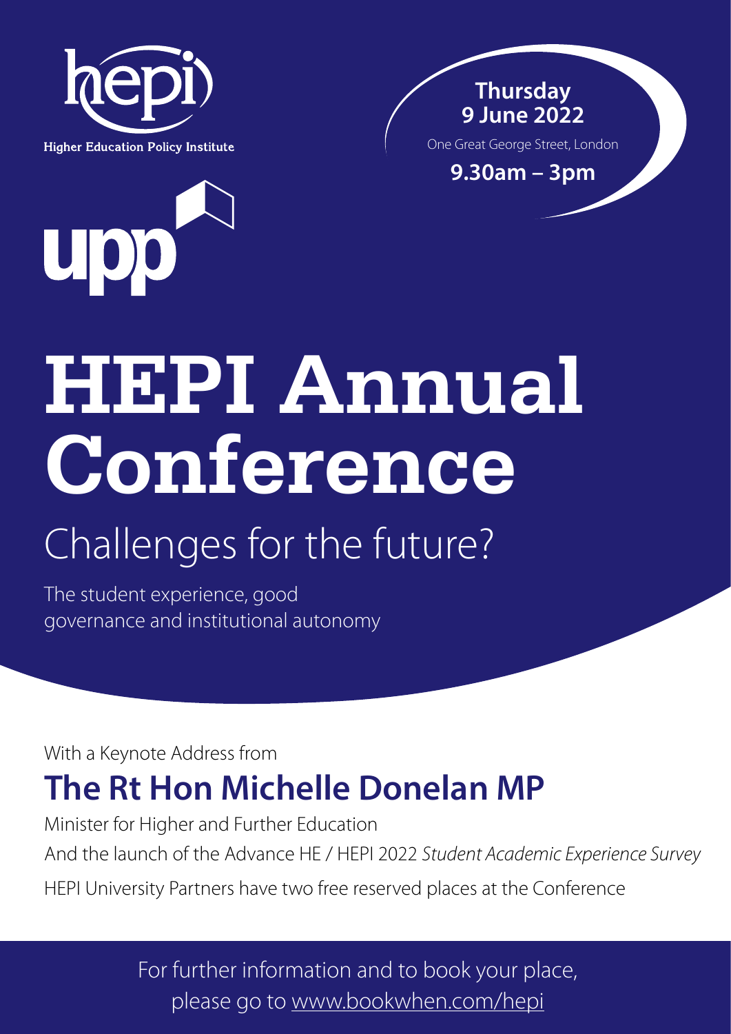hepi

Higher Education Policy Institute

**Thursday**
**9 June 2022**

One Great George Street, London

**9.30am – 3pm**

upp

# HEPI Annual Conference

## Challenges for the future?

The student experience, good governance and institutional autonomy

With a Keynote Address from

## The Rt Hon Michelle Donelan MP

Minister for Higher and Further Education

And the launch of the Advance HE / HEPI 2022 *Student Academic Experience Survey*

HEPI University Partners have two free reserved places at the Conference

For further information and to book your place, please go to www.bookwhen.com/hepi